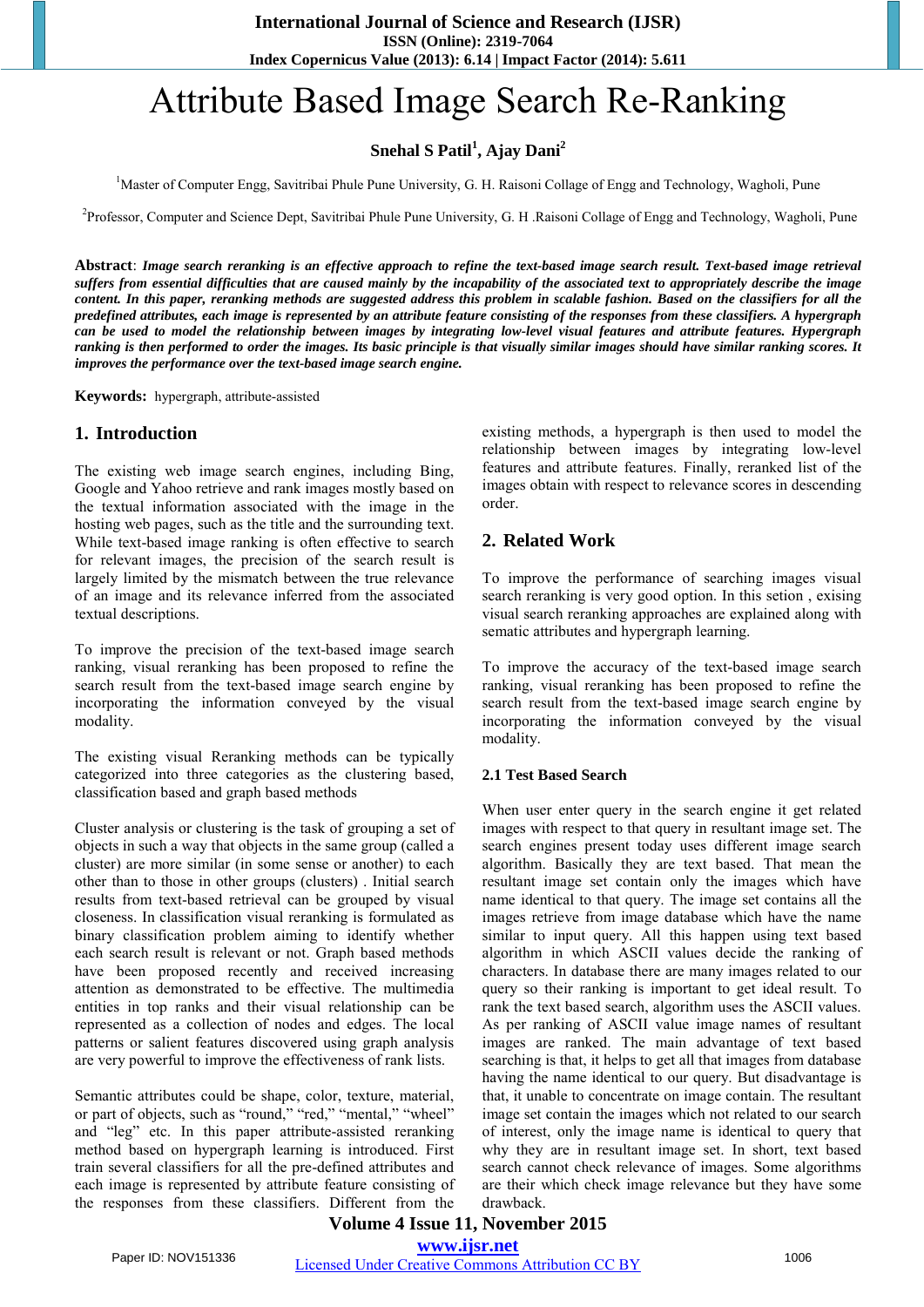# Attribute Based Image Search Re-Ranking

**Snehal S Patil[1], Ajay Dani[2]**

[1]Master of Computer Engg, Savitribai Phule Pune University, G. H. Raisoni Collage of Engg and Technology, Wagholi, Pune

[2]Professor, Computer and Science Dept, Savitribai Phule Pune University, G. H .Raisoni Collage of Engg and Technology, Wagholi, Pune

**Abstract**: ***Image search reranking is an effective approach to refine the text-based image search result. Text-based image retrieval suffers from essential difficulties that are caused mainly by the incapability of the associated text to appropriately describe the image content. In this paper, reranking methods are suggested address this problem in scalable fashion. Based on the classifiers for all the predefined attributes, each image is represented by an attribute feature consisting of the responses from these classifiers. A hypergraph can be used to model the relationship between images by integrating low-level visual features and attribute features. Hypergraph ranking is then performed to order the images. Its basic principle is that visually similar images should have similar ranking scores. It improves the performance over the text-based image search engine.***

**Keywords:** hypergraph, attribute-assisted

## 1. Introduction

The existing web image search engines, including Bing, Google and Yahoo retrieve and rank images mostly based on the textual information associated with the image in the hosting web pages, such as the title and the surrounding text. While text-based image ranking is often effective to search for relevant images, the precision of the search result is largely limited by the mismatch between the true relevance of an image and its relevance inferred from the associated textual descriptions.

To improve the precision of the text-based image search ranking, visual reranking has been proposed to refine the search result from the text-based image search engine by incorporating the information conveyed by the visual modality.

The existing visual Reranking methods can be typically categorized into three categories as the clustering based, classification based and graph based methods

Cluster analysis or clustering is the task of grouping a set of objects in such a way that objects in the same group (called a cluster) are more similar (in some sense or another) to each other than to those in other groups (clusters) . Initial search results from text-based retrieval can be grouped by visual closeness. In classification visual reranking is formulated as binary classification problem aiming to identify whether each search result is relevant or not. Graph based methods have been proposed recently and received increasing attention as demonstrated to be effective. The multimedia entities in top ranks and their visual relationship can be represented as a collection of nodes and edges. The local patterns or salient features discovered using graph analysis are very powerful to improve the effectiveness of rank lists.

Semantic attributes could be shape, color, texture, material, or part of objects, such as "round," "red," "mental," "wheel" and "leg" etc. In this paper attribute-assisted reranking method based on hypergraph learning is introduced. First train several classifiers for all the pre-defined attributes and each image is represented by attribute feature consisting of the responses from these classifiers. Different from the existing methods, a hypergraph is then used to model the relationship between images by integrating low-level visual features and attribute features. Finally, reranked list of the images obtain with respect to relevance scores in descending order.

## 2. Related Work

To improve the performance of searching images visual search reranking is very good option. In this setion , exising visual search reranking approaches are explained along with sematic attributes and hypergraph learning.

To improve the accuracy of the text-based image search ranking, visual reranking has been proposed to refine the search result from the text-based image search engine by incorporating the information conveyed by the visual modality.

### 2.1 Test Based Search

When user enter query in the search engine it get related images with respect to that query in resultant image set. The search engines present today uses different image search algorithm. Basically they are text based. That mean the resultant image set contain only the images which have name identical to that query. The image set contains all the images retrieve from image database which have the name similar to input query. All this happen using text based algorithm in which ASCII values decide the ranking of characters. In database there are many images related to our query so their ranking is important to get ideal result. To rank the text based search, algorithm uses the ASCII values. As per ranking of ASCII value image names of resultant images are ranked. The main advantage of text based searching is that, it helps to get all that images from database having the name identical to our query. But disadvantage is that, it unable to concentrate on image contain. The resultant image set contain the images which not related to our search of interest, only the image name is identical to query that why they are in resultant image set. In short, text based search cannot check relevance of images. Some algorithms are their which check image relevance but they have some drawback.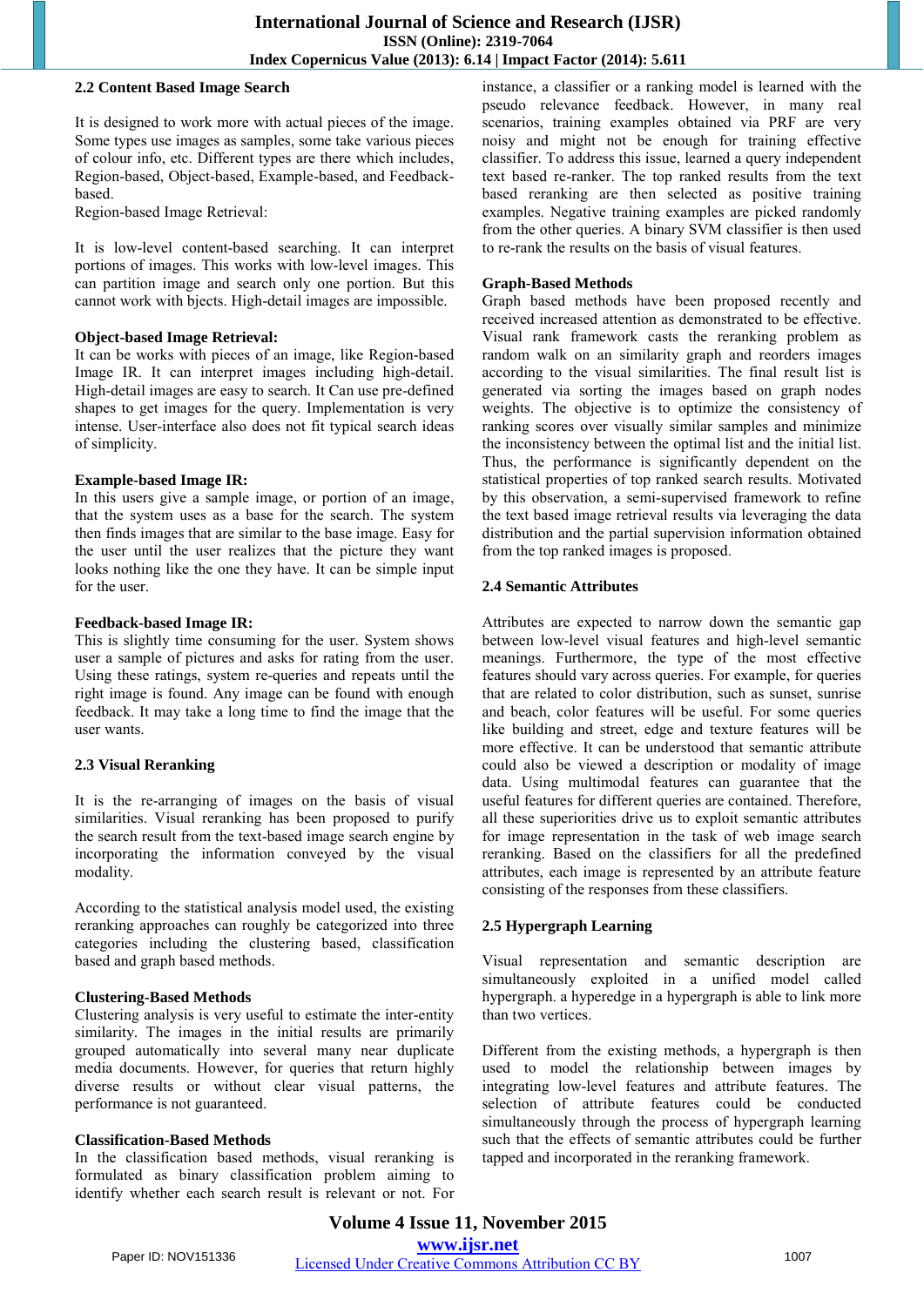### 2.2 Content Based Image Search

It is designed to work more with actual pieces of the image. Some types use images as samples, some take various pieces of colour info, etc. Different types are there which includes, Region-based, Object-based, Example-based, and Feedback-based.

Region-based Image Retrieval:

It is low-level content-based searching. It can interpret portions of images. This works with low-level images. This can partition image and search only one portion. But this cannot work with bjects. High-detail images are impossible.

**Object-based Image Retrieval:**

It can be works with pieces of an image, like Region-based Image IR. It can interpret images including high-detail. High-detail images are easy to search. It Can use pre-defined shapes to get images for the query. Implementation is very intense. User-interface also does not fit typical search ideas of simplicity.

**Example-based Image IR:**

In this users give a sample image, or portion of an image, that the system uses as a base for the search. The system then finds images that are similar to the base image. Easy for the user until the user realizes that the picture they want looks nothing like the one they have. It can be simple input for the user.

**Feedback-based Image IR:**

This is slightly time consuming for the user. System shows user a sample of pictures and asks for rating from the user. Using these ratings, system re-queries and repeats until the right image is found. Any image can be found with enough feedback. It may take a long time to find the image that the user wants.

### 2.3 Visual Reranking

It is the re-arranging of images on the basis of visual similarities. Visual reranking has been proposed to purify the search result from the text-based image search engine by incorporating the information conveyed by the visual modality.

According to the statistical analysis model used, the existing reranking approaches can roughly be categorized into three categories including the clustering based, classification based and graph based methods.

**Clustering-Based Methods**

Clustering analysis is very useful to estimate the inter-entity similarity. The images in the initial results are primarily grouped automatically into several many near duplicate media documents. However, for queries that return highly diverse results or without clear visual patterns, the performance is not guaranteed.

**Classification-Based Methods**

In the classification based methods, visual reranking is formulated as binary classification problem aiming to identify whether each search result is relevant or not. For instance, a classifier or a ranking model is learned with the pseudo relevance feedback. However, in many real scenarios, training examples obtained via PRF are very noisy and might not be enough for training effective classifier. To address this issue, learned a query independent text based re-ranker. The top ranked results from the text based reranking are then selected as positive training examples. Negative training examples are picked randomly from the other queries. A binary SVM classifier is then used to re-rank the results on the basis of visual features.

**Graph-Based Methods**

Graph based methods have been proposed recently and received increased attention as demonstrated to be effective. Visual rank framework casts the reranking problem as random walk on an similarity graph and reorders images according to the visual similarities. The final result list is generated via sorting the images based on graph nodes weights. The objective is to optimize the consistency of ranking scores over visually similar samples and minimize the inconsistency between the optimal list and the initial list. Thus, the performance is significantly dependent on the statistical properties of top ranked search results. Motivated by this observation, a semi-supervised framework to refine the text based image retrieval results via leveraging the data distribution and the partial supervision information obtained from the top ranked images is proposed.

### 2.4 Semantic Attributes

Attributes are expected to narrow down the semantic gap between low-level visual features and high-level semantic meanings. Furthermore, the type of the most effective features should vary across queries. For example, for queries that are related to color distribution, such as sunset, sunrise and beach, color features will be useful. For some queries like building and street, edge and texture features will be more effective. It can be understood that semantic attribute could also be viewed a description or modality of image data. Using multimodal features can guarantee that the useful features for different queries are contained. Therefore, all these superiorities drive us to exploit semantic attributes for image representation in the task of web image search reranking. Based on the classifiers for all the predefined attributes, each image is represented by an attribute feature consisting of the responses from these classifiers.

### 2.5 Hypergraph Learning

Visual representation and semantic description are simultaneously exploited in a unified model called hypergraph. a hyperedge in a hypergraph is able to link more than two vertices.

Different from the existing methods, a hypergraph is then used to model the relationship between images by integrating low-level features and attribute features. The selection of attribute features could be conducted simultaneously through the process of hypergraph learning such that the effects of semantic attributes could be further tapped and incorporated in the reranking framework.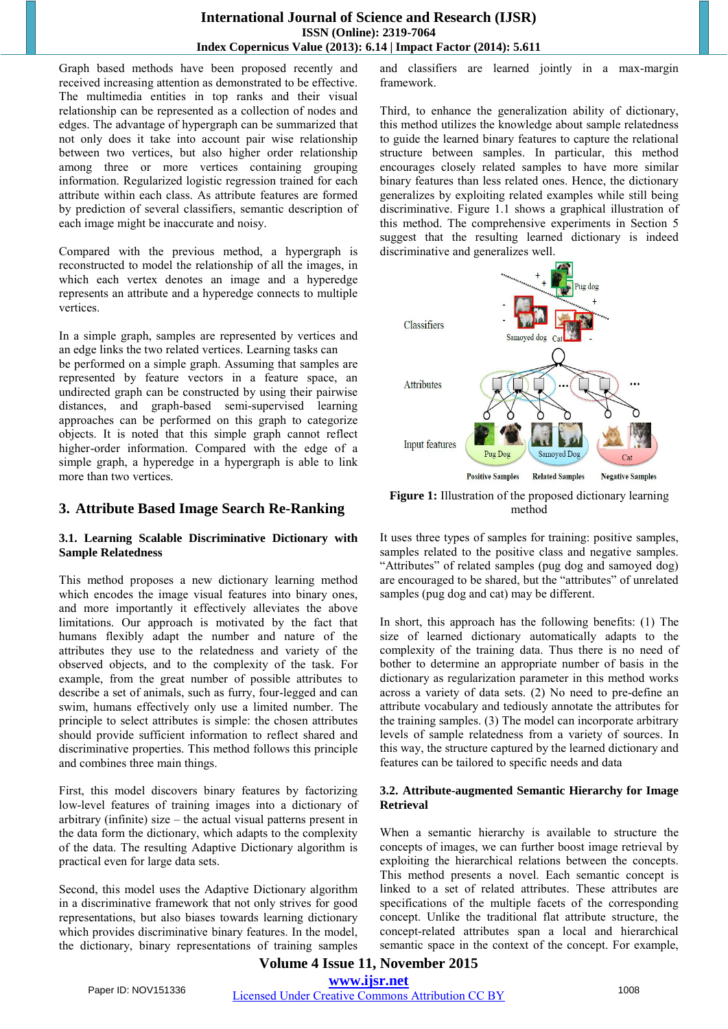Graph based methods have been proposed recently and received increasing attention as demonstrated to be effective. The multimedia entities in top ranks and their visual relationship can be represented as a collection of nodes and edges. The advantage of hypergraph can be summarized that not only does it take into account pair wise relationship between two vertices, but also higher order relationship among three or more vertices containing grouping information. Regularized logistic regression trained for each attribute within each class. As attribute features are formed by prediction of several classifiers, semantic description of each image might be inaccurate and noisy.

Compared with the previous method, a hypergraph is reconstructed to model the relationship of all the images, in which each vertex denotes an image and a hyperedge represents an attribute and a hyperedge connects to multiple vertices.

In a simple graph, samples are represented by vertices and an edge links the two related vertices. Learning tasks can be performed on a simple graph. Assuming that samples are represented by feature vectors in a feature space, an undirected graph can be constructed by using their pairwise distances, and graph-based semi-supervised learning approaches can be performed on this graph to categorize objects. It is noted that this simple graph cannot reflect higher-order information. Compared with the edge of a simple graph, a hyperedge in a hypergraph is able to link more than two vertices.

## 3. Attribute Based Image Search Re-Ranking

### 3.1. Learning Scalable Discriminative Dictionary with Sample Relatedness

This method proposes a new dictionary learning method which encodes the image visual features into binary ones, and more importantly it effectively alleviates the above limitations. Our approach is motivated by the fact that humans flexibly adapt the number and nature of the attributes they use to the relatedness and variety of the observed objects, and to the complexity of the task. For example, from the great number of possible attributes to describe a set of animals, such as furry, four-legged and can swim, humans effectively only use a limited number. The principle to select attributes is simple: the chosen attributes should provide sufficient information to reflect shared and discriminative properties. This method follows this principle and combines three main things.

First, this model discovers binary features by factorizing low-level features of training images into a dictionary of arbitrary (infinite) size – the actual visual patterns present in the data form the dictionary, which adapts to the complexity of the data. The resulting Adaptive Dictionary algorithm is practical even for large data sets.

Second, this model uses the Adaptive Dictionary algorithm in a discriminative framework that not only strives for good representations, but also biases towards learning dictionary which provides discriminative binary features. In the model, the dictionary, binary representations of training samples and classifiers are learned jointly in a max-margin framework.

Third, to enhance the generalization ability of dictionary, this method utilizes the knowledge about sample relatedness to guide the learned binary features to capture the relational structure between samples. In particular, this method encourages closely related samples to have more similar binary features than less related ones. Hence, the dictionary generalizes by exploiting related examples while still being discriminative. Figure 1.1 shows a graphical illustration of this method. The comprehensive experiments in Section 5 suggest that the resulting learned dictionary is indeed discriminative and generalizes well.

**Figure 1:** Illustration of the proposed dictionary learning method

It uses three types of samples for training: positive samples, samples related to the positive class and negative samples. "Attributes" of related samples (pug dog and samoyed dog) are encouraged to be shared, but the "attributes" of unrelated samples (pug dog and cat) may be different.

In short, this approach has the following benefits: (1) The size of learned dictionary automatically adapts to the complexity of the training data. Thus there is no need of bother to determine an appropriate number of basis in the dictionary as regularization parameter in this method works across a variety of data sets. (2) No need to pre-define an attribute vocabulary and tediously annotate the attributes for the training samples. (3) The model can incorporate arbitrary levels of sample relatedness from a variety of sources. In this way, the structure captured by the learned dictionary and features can be tailored to specific needs and data

### 3.2. Attribute-augmented Semantic Hierarchy for Image Retrieval

When a semantic hierarchy is available to structure the concepts of images, we can further boost image retrieval by exploiting the hierarchical relations between the concepts. This method presents a novel. Each semantic concept is linked to a set of related attributes. These attributes are specifications of the multiple facets of the corresponding concept. Unlike the traditional flat attribute structure, the concept-related attributes span a local and hierarchical semantic space in the context of the concept. For example,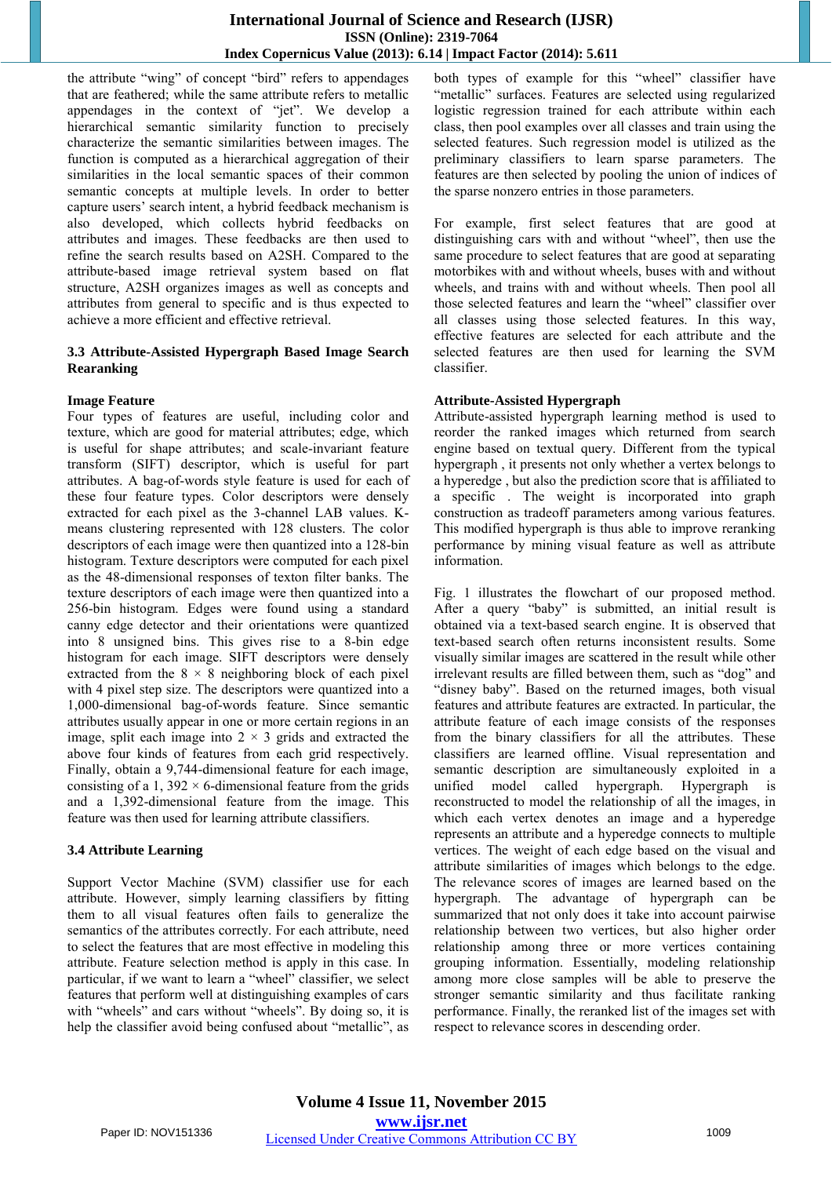the attribute "wing" of concept "bird" refers to appendages that are feathered; while the same attribute refers to metallic appendages in the context of "jet". We develop a hierarchical semantic similarity function to precisely characterize the semantic similarities between images. The function is computed as a hierarchical aggregation of their similarities in the local semantic spaces of their common semantic concepts at multiple levels. In order to better capture users' search intent, a hybrid feedback mechanism is also developed, which collects hybrid feedbacks on attributes and images. These feedbacks are then used to refine the search results based on A2SH. Compared to the attribute-based image retrieval system based on flat structure, A2SH organizes images as well as concepts and attributes from general to specific and is thus expected to achieve a more efficient and effective retrieval.

## 3.3 Attribute-Assisted Hypergraph Based Image Search Rearanking

### Image Feature

Four types of features are useful, including color and texture, which are good for material attributes; edge, which is useful for shape attributes; and scale-invariant feature transform (SIFT) descriptor, which is useful for part attributes. A bag-of-words style feature is used for each of these four feature types. Color descriptors were densely extracted for each pixel as the 3-channel LAB values. K-means clustering represented with 128 clusters. The color descriptors of each image were then quantized into a 128-bin histogram. Texture descriptors were computed for each pixel as the 48-dimensional responses of texton filter banks. The texture descriptors of each image were then quantized into a 256-bin histogram. Edges were found using a standard canny edge detector and their orientations were quantized into 8 unsigned bins. This gives rise to a 8-bin edge histogram for each image. SIFT descriptors were densely extracted from the $8 \times 8$ neighboring block of each pixel with 4 pixel step size. The descriptors were quantized into a 1,000-dimensional bag-of-words feature. Since semantic attributes usually appear in one or more certain regions in an image, split each image into $2 \times 3$ grids and extracted the above four kinds of features from each grid respectively. Finally, obtain a 9,744-dimensional feature for each image, consisting of a $1,392 \times 6$-dimensional feature from the grids and a 1,392-dimensional feature from the image. This feature was then used for learning attribute classifiers.

## 3.4 Attribute Learning

Support Vector Machine (SVM) classifier use for each attribute. However, simply learning classifiers by fitting them to all visual features often fails to generalize the semantics of the attributes correctly. For each attribute, need to select the features that are most effective in modeling this attribute. Feature selection method is apply in this case. In particular, if we want to learn a "wheel" classifier, we select features that perform well at distinguishing examples of cars with "wheels" and cars without "wheels". By doing so, it is help the classifier avoid being confused about "metallic", as both types of example for this "wheel" classifier have "metallic" surfaces. Features are selected using regularized logistic regression trained for each attribute within each class, then pool examples over all classes and train using the selected features. Such regression model is utilized as the preliminary classifiers to learn sparse parameters. The features are then selected by pooling the union of indices of the sparse nonzero entries in those parameters.

For example, first select features that are good at distinguishing cars with and without "wheel", then use the same procedure to select features that are good at separating motorbikes with and without wheels, buses with and without wheels, and trains with and without wheels. Then pool all those selected features and learn the "wheel" classifier over all classes using those selected features. In this way, effective features are selected for each attribute and the selected features are then used for learning the SVM classifier.

### Attribute-Assisted Hypergraph

Attribute-assisted hypergraph learning method is used to reorder the ranked images which returned from search engine based on textual query. Different from the typical hypergraph, it presents not only whether a vertex belongs to a hyperedge , but also the prediction score that is affiliated to a specific . The weight is incorporated into graph construction as tradeoff parameters among various features. This modified hypergraph is thus able to improve reranking performance by mining visual feature as well as attribute information.

Fig. 1 illustrates the flowchart of our proposed method. After a query "baby" is submitted, an initial result is obtained via a text-based search engine. It is observed that text-based search often returns inconsistent results. Some visually similar images are scattered in the result while other irrelevant results are filled between them, such as "dog" and "disney baby". Based on the returned images, both visual features and attribute features are extracted. In particular, the attribute feature of each image consists of the responses from the binary classifiers for all the attributes. These classifiers are learned offline. Visual representation and semantic description are simultaneously exploited in a unified model called hypergraph. Hypergraph is reconstructed to model the relationship of all the images, in which each vertex denotes an image and a hyperedge represents an attribute and a hyperedge connects to multiple vertices. The weight of each edge based on the visual and attribute similarities of images which belongs to the edge. The relevance scores of images are learned based on the hypergraph. The advantage of hypergraph can be summarized that not only does it take into account pairwise relationship between two vertices, but also higher order relationship among three or more vertices containing grouping information. Essentially, modeling relationship among more close samples will be able to preserve the stronger semantic similarity and thus facilitate ranking performance. Finally, the reranked list of the images set with respect to relevance scores in descending order.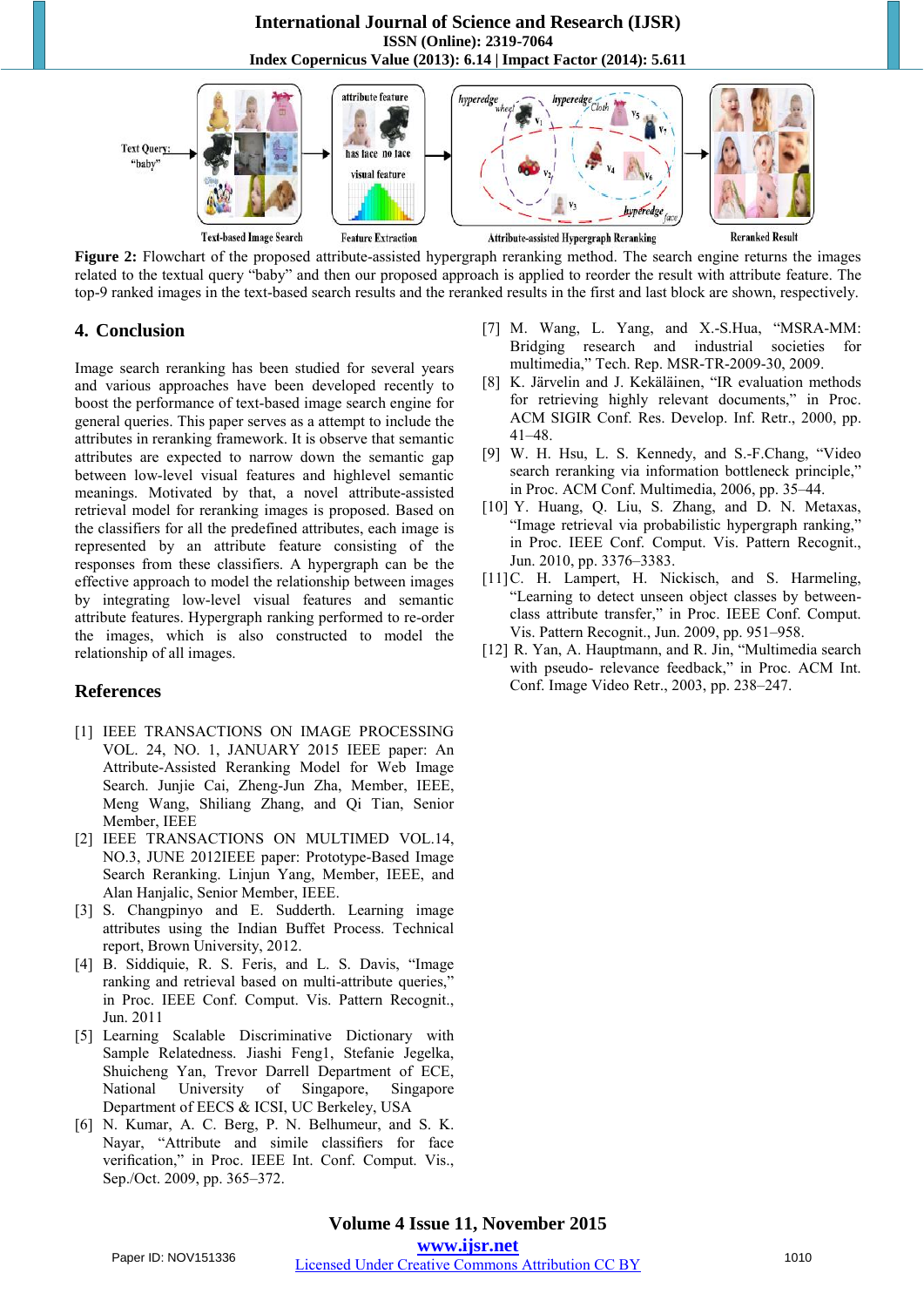Text Query: "baby"

Text-based Image Search

attribute feature

has face no face

visual feature

Feature Extraction

hyperedge wheel

hyperedge Cloth

hyperedge face

Attribute-assisted Hypergraph Reranking

Reranked Result

**Figure 2:** Flowchart of the proposed attribute-assisted hypergraph reranking method. The search engine returns the images related to the textual query "baby" and then our proposed approach is applied to reorder the result with attribute feature. The top-9 ranked images in the text-based search results and the reranked results in the first and last block are shown, respectively.

## 4. Conclusion

Image search reranking has been studied for several years and various approaches have been developed recently to boost the performance of text-based image search engine for general queries. This paper serves as a attempt to include the attributes in reranking framework. It is observe that semantic attributes are expected to narrow down the semantic gap between low-level visual features and highlevel semantic meanings. Motivated by that, a novel attribute-assisted retrieval model for reranking images is proposed. Based on the classifiers for all the predefined attributes, each image is represented by an attribute feature consisting of the responses from these classifiers. A hypergraph can be the effective approach to model the relationship between images by integrating low-level visual features and semantic attribute features. Hypergraph ranking performed to re-order the images, which is also constructed to model the relationship of all images.

## References

[1] IEEE TRANSACTIONS ON IMAGE PROCESSING VOL. 24, NO. 1, JANUARY 2015 IEEE paper: An Attribute-Assisted Reranking Model for Web Image Search. Junjie Cai, Zheng-Jun Zha, Member, IEEE, Meng Wang, Shiliang Zhang, and Qi Tian, Senior Member, IEEE

[2] IEEE TRANSACTIONS ON MULTIMED VOL.14, NO.3, JUNE 2012IEEE paper: Prototype-Based Image Search Reranking. Linjun Yang, Member, IEEE, and Alan Hanjalic, Senior Member, IEEE.

[3] S. Changpinyo and E. Sudderth. Learning image attributes using the Indian Buffet Process. Technical report, Brown University, 2012.

[4] B. Siddiquie, R. S. Feris, and L. S. Davis, "Image ranking and retrieval based on multi-attribute queries," in Proc. IEEE Conf. Comput. Vis. Pattern Recognit., Jun. 2011

[5] Learning Scalable Discriminative Dictionary with Sample Relatedness. Jiashi Feng1, Stefanie Jegelka, Shuicheng Yan, Trevor Darrell Department of ECE, National University of Singapore, Singapore Department of EECS & ICSI, UC Berkeley, USA

[6] N. Kumar, A. C. Berg, P. N. Belhumeur, and S. K. Nayar, "Attribute and simile classifiers for face verification," in Proc. IEEE Int. Conf. Comput. Vis., Sep./Oct. 2009, pp. 365–372.

[7] M. Wang, L. Yang, and X.-S.Hua, "MSRA-MM: Bridging research and industrial societies for multimedia," Tech. Rep. MSR-TR-2009-30, 2009.

[8] K. Järvelin and J. Kekäläinen, "IR evaluation methods for retrieving highly relevant documents," in Proc. ACM SIGIR Conf. Res. Develop. Inf. Retr., 2000, pp. 41–48.

[9] W. H. Hsu, L. S. Kennedy, and S.-F.Chang, "Video search reranking via information bottleneck principle," in Proc. ACM Conf. Multimedia, 2006, pp. 35–44.

[10] Y. Huang, Q. Liu, S. Zhang, and D. N. Metaxas, "Image retrieval via probabilistic hypergraph ranking," in Proc. IEEE Conf. Comput. Vis. Pattern Recognit., Jun. 2010, pp. 3376–3383.

[11] C. H. Lampert, H. Nickisch, and S. Harmeling, "Learning to detect unseen object classes by between-class attribute transfer," in Proc. IEEE Conf. Comput. Vis. Pattern Recognit., Jun. 2009, pp. 951–958.

[12] R. Yan, A. Hauptmann, and R. Jin, "Multimedia search with pseudo- relevance feedback," in Proc. ACM Int. Conf. Image Video Retr., 2003, pp. 238–247.